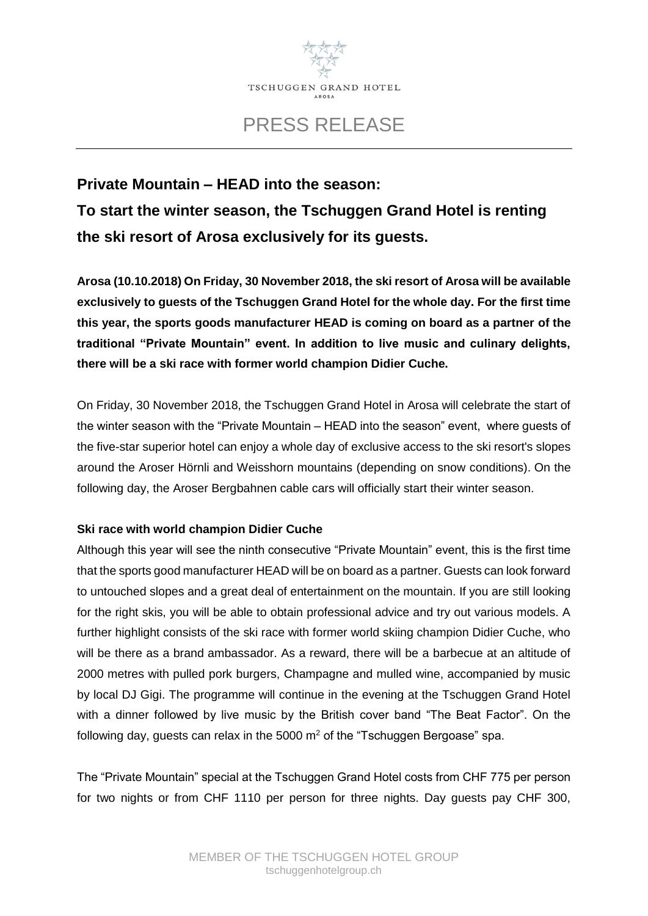TSCHUGGEN GRAND HOTEL

AROSA

# PRESS RELEASE

## Private Mountain – HEAD into the season:

## To start the winter season, the Tschuggen Grand Hotel is renting the ski resort of Arosa exclusively for its guests.

**Arosa (10.10.2018) On Friday, 30 November 2018, the ski resort of Arosa will be available exclusively to guests of the Tschuggen Grand Hotel for the whole day. For the first time this year, the sports goods manufacturer HEAD is coming on board as a partner of the traditional "Private Mountain" event. In addition to live music and culinary delights, there will be a ski race with former world champion Didier Cuche.**

On Friday, 30 November 2018, the Tschuggen Grand Hotel in Arosa will celebrate the start of the winter season with the "Private Mountain – HEAD into the season" event, where guests of the five-star superior hotel can enjoy a whole day of exclusive access to the ski resort's slopes around the Aroser Hörnli and Weisshorn mountains (depending on snow conditions). On the following day, the Aroser Bergbahnen cable cars will officially start their winter season.

### Ski race with world champion Didier Cuche

Although this year will see the ninth consecutive "Private Mountain" event, this is the first time that the sports good manufacturer HEAD will be on board as a partner. Guests can look forward to untouched slopes and a great deal of entertainment on the mountain. If you are still looking for the right skis, you will be able to obtain professional advice and try out various models. A further highlight consists of the ski race with former world skiing champion Didier Cuche, who will be there as a brand ambassador. As a reward, there will be a barbecue at an altitude of 2000 metres with pulled pork burgers, Champagne and mulled wine, accompanied by music by local DJ Gigi. The programme will continue in the evening at the Tschuggen Grand Hotel with a dinner followed by live music by the British cover band "The Beat Factor". On the following day, guests can relax in the 5000 $m^2$ of the "Tschuggen Bergoase" spa.

The "Private Mountain" special at the Tschuggen Grand Hotel costs from CHF 775 per person for two nights or from CHF 1110 per person for three nights. Day guests pay CHF 300,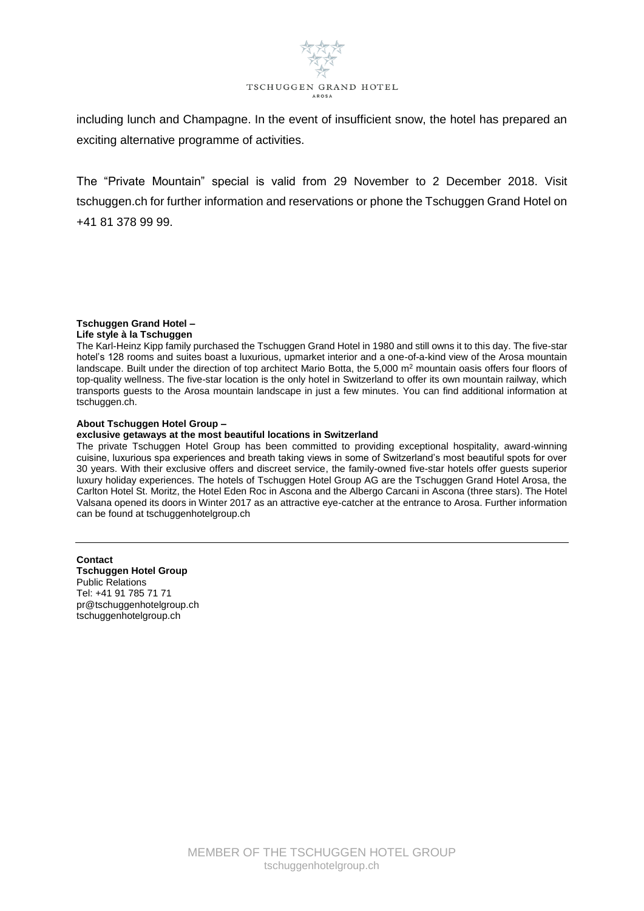including lunch and Champagne. In the event of insufficient snow, the hotel has prepared an exciting alternative programme of activities.

The "Private Mountain" special is valid from 29 November to 2 December 2018. Visit tschuggen.ch for further information and reservations or phone the Tschuggen Grand Hotel on +41 81 378 99 99.

**Tschuggen Grand Hotel –**
**Life style à la Tschuggen**

The Karl-Heinz Kipp family purchased the Tschuggen Grand Hotel in 1980 and still owns it to this day. The five-star hotel's 128 rooms and suites boast a luxurious, upmarket interior and a one-of-a-kind view of the Arosa mountain landscape. Built under the direction of top architect Mario Botta, the 5,000 m$^2$ mountain oasis offers four floors of top-quality wellness. The five-star location is the only hotel in Switzerland to offer its own mountain railway, which transports guests to the Arosa mountain landscape in just a few minutes. You can find additional information at tschuggen.ch.

**About Tschuggen Hotel Group –**
**exclusive getaways at the most beautiful locations in Switzerland**

The private Tschuggen Hotel Group has been committed to providing exceptional hospitality, award-winning cuisine, luxurious spa experiences and breath taking views in some of Switzerland's most beautiful spots for over 30 years. With their exclusive offers and discreet service, the family-owned five-star hotels offer guests superior luxury holiday experiences. The hotels of Tschuggen Hotel Group AG are the Tschuggen Grand Hotel Arosa, the Carlton Hotel St. Moritz, the Hotel Eden Roc in Ascona and the Albergo Carcani in Ascona (three stars). The Hotel Valsana opened its doors in Winter 2017 as an attractive eye-catcher at the entrance to Arosa. Further information can be found at tschuggenhotelgroup.ch

---

**Contact**
**Tschuggen Hotel Group**
Public Relations
Tel: +41 91 785 71 71
pr@tschuggenhotelgroup.ch
tschuggenhotelgroup.ch